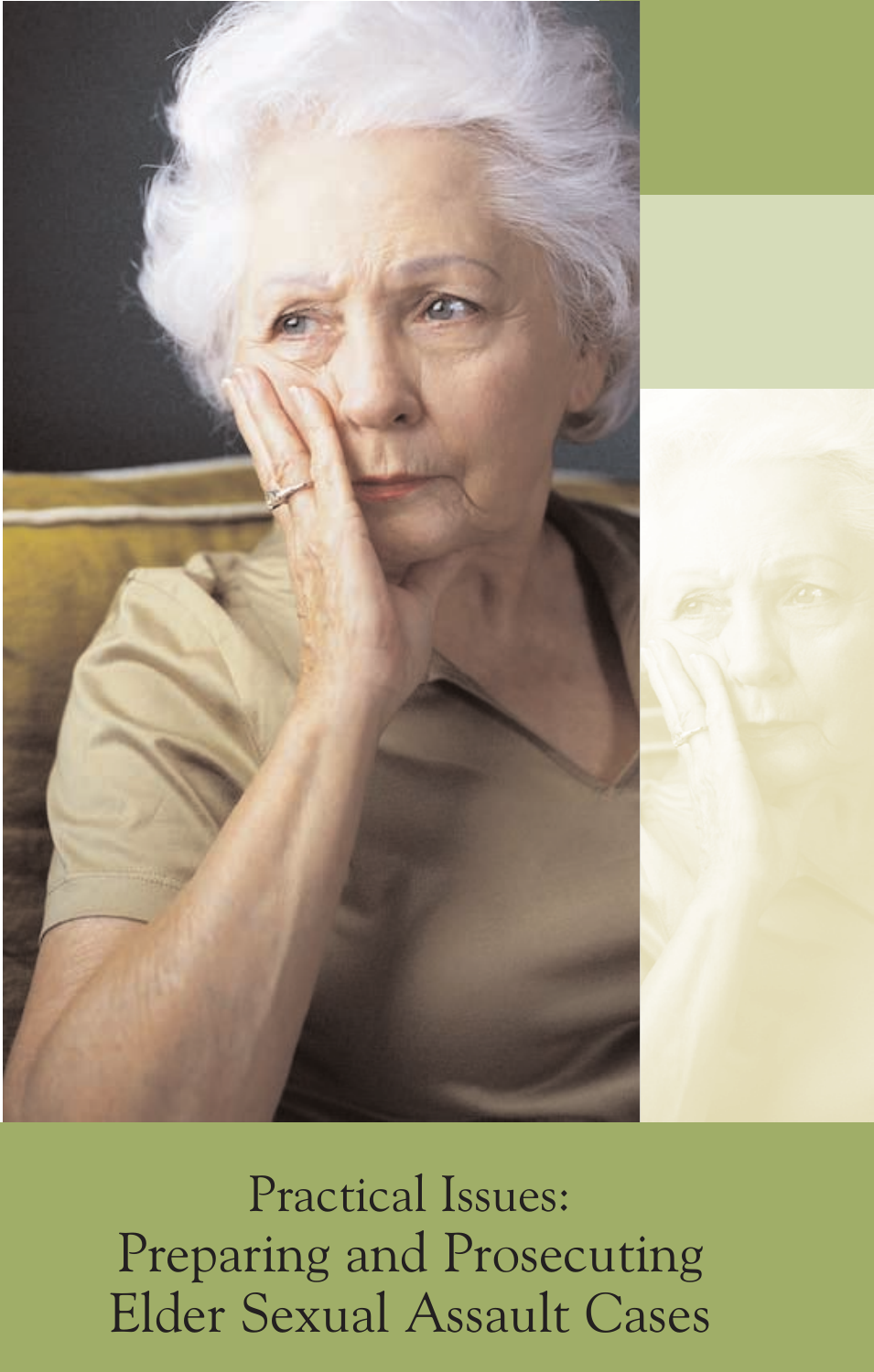# Practical Issues: Preparing and Prosecuting Elder Sexual Assault Cases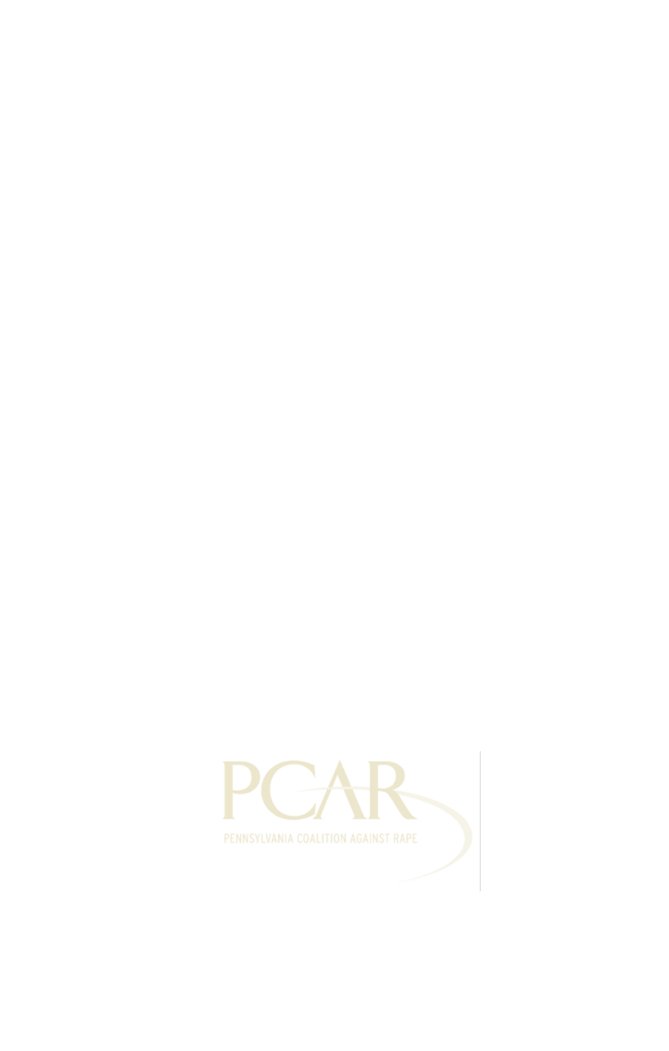PCAR

PENNSYLVANIA COALITION AGAINST RAPE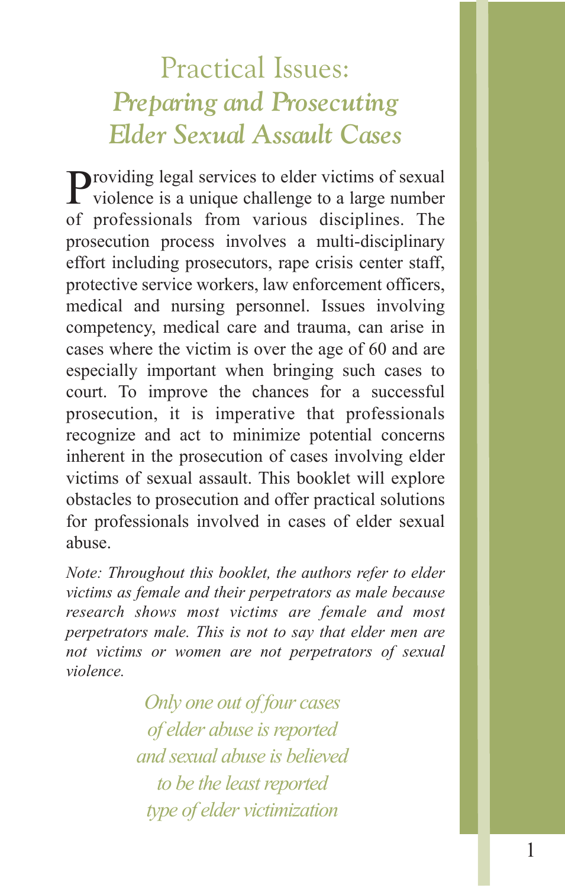# Practical Issues: *Preparing and Prosecuting Elder Sexual Assault Cases*

Providing legal services to elder victims of sexual violence is a unique challenge to a large number of professionals from various disciplines. The prosecution process involves a multi-disciplinary effort including prosecutors, rape crisis center staff, protective service workers, law enforcement officers, medical and nursing personnel. Issues involving competency, medical care and trauma, can arise in cases where the victim is over the age of 60 and are especially important when bringing such cases to court. To improve the chances for a successful prosecution, it is imperative that professionals recognize and act to minimize potential concerns inherent in the prosecution of cases involving elder victims of sexual assault. This booklet will explore obstacles to prosecution and offer practical solutions for professionals involved in cases of elder sexual abuse.

*Note: Throughout this booklet, the authors refer to elder victims as female and their perpetrators as male because research shows most victims are female and most perpetrators male. This is not to say that elder men are not victims or women are not perpetrators of sexual violence.*

*Only one out of four cases of elder abuse is reported and sexual abuse is believed to be the least reported type of elder victimization*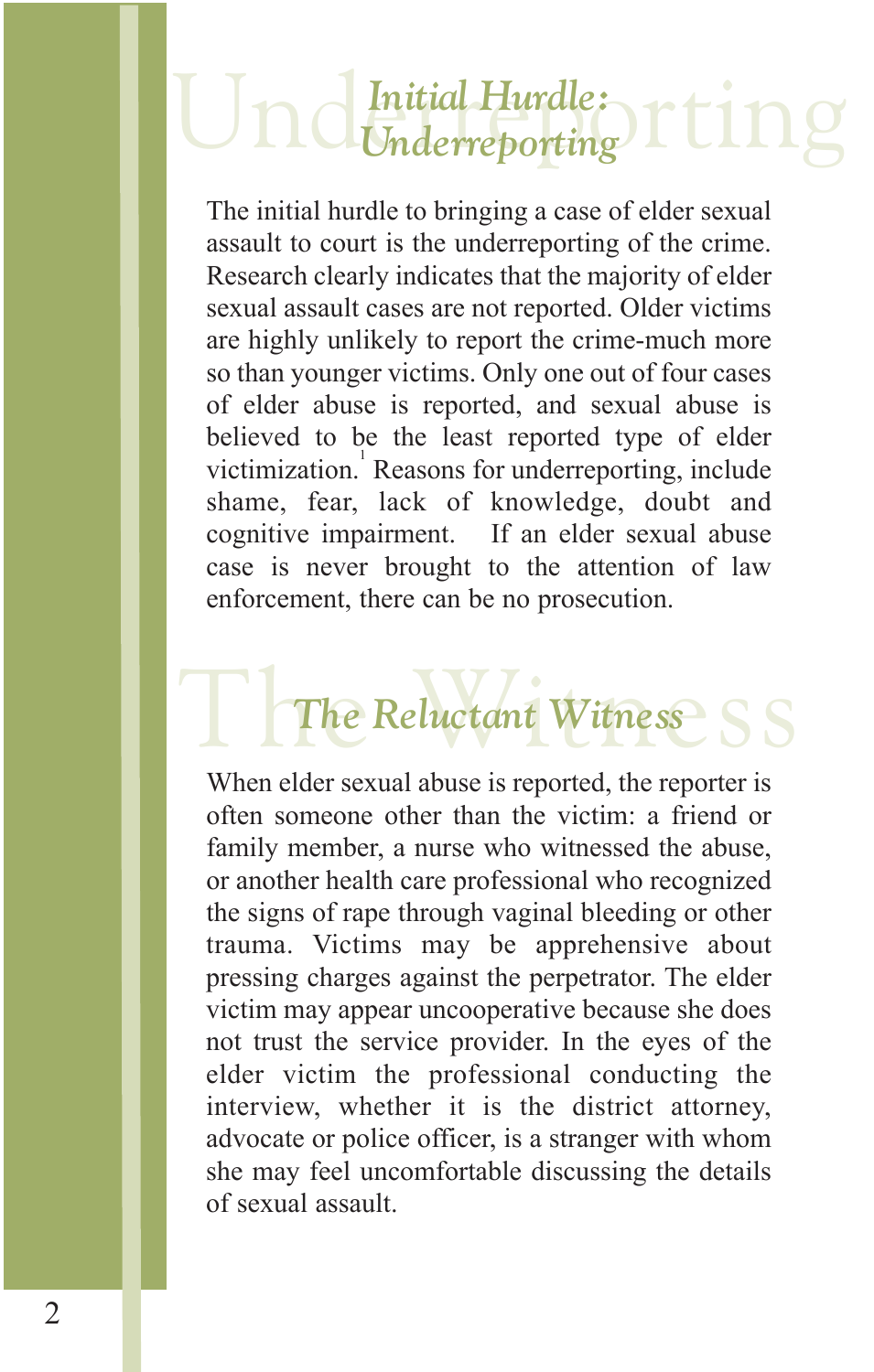## *Initial Hurdle: Underreporting*

The initial hurdle to bringing a case of elder sexual assault to court is the underreporting of the crime. Research clearly indicates that the majority of elder sexual assault cases are not reported. Older victims are highly unlikely to report the crime-much more so than younger victims. Only one out of four cases of elder abuse is reported, and sexual abuse is believed to be the least reported type of elder victimization.[1] Reasons for underreporting, include shame, fear, lack of knowledge, doubt and cognitive impairment. If an elder sexual abuse case is never brought to the attention of law enforcement, there can be no prosecution.

## *The Reluctant Witness*

When elder sexual abuse is reported, the reporter is often someone other than the victim: a friend or family member, a nurse who witnessed the abuse, or another health care professional who recognized the signs of rape through vaginal bleeding or other trauma. Victims may be apprehensive about pressing charges against the perpetrator. The elder victim may appear uncooperative because she does not trust the service provider. In the eyes of the elder victim the professional conducting the interview, whether it is the district attorney, advocate or police officer, is a stranger with whom she may feel uncomfortable discussing the details of sexual assault.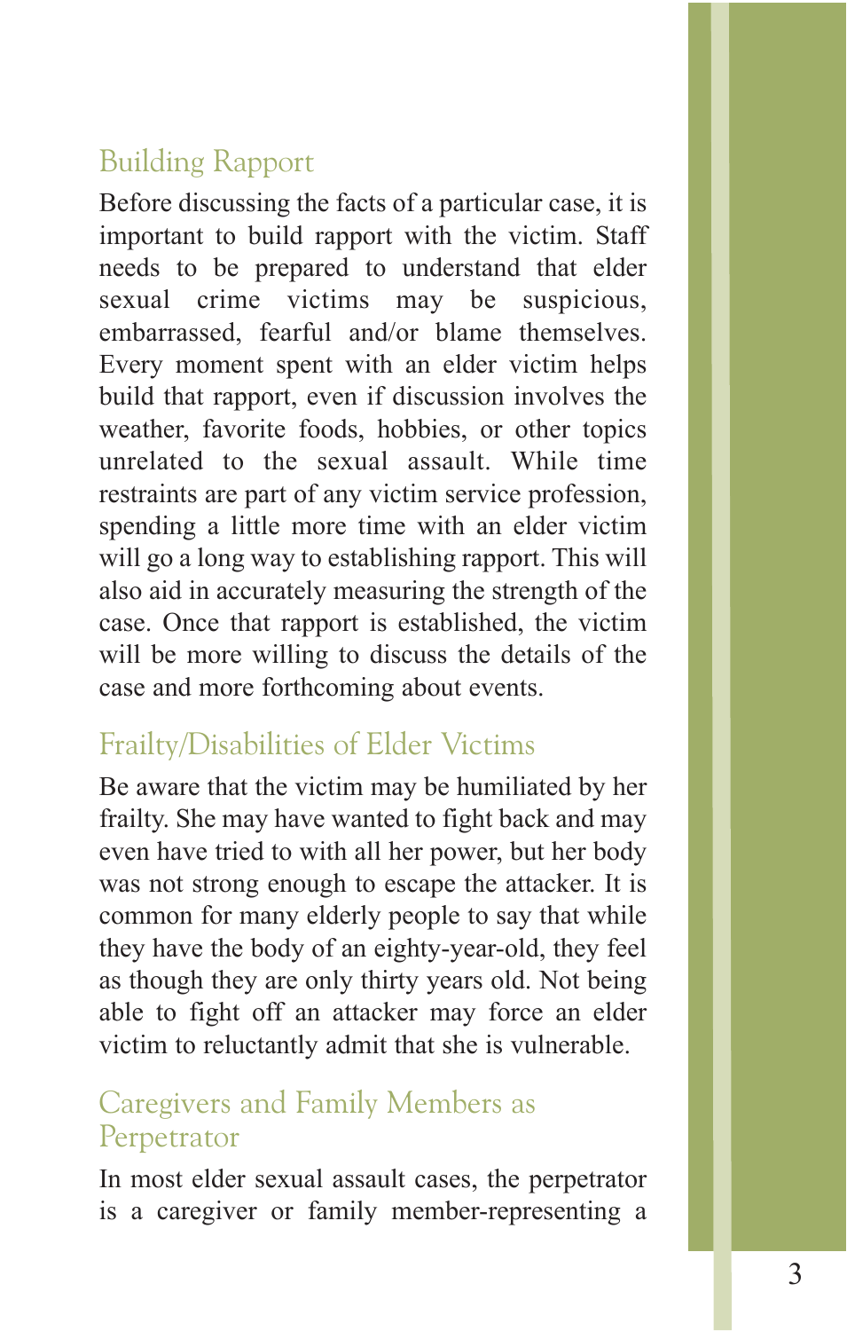## Building Rapport

Before discussing the facts of a particular case, it is important to build rapport with the victim. Staff needs to be prepared to understand that elder sexual crime victims may be suspicious, embarrassed, fearful and/or blame themselves. Every moment spent with an elder victim helps build that rapport, even if discussion involves the weather, favorite foods, hobbies, or other topics unrelated to the sexual assault. While time restraints are part of any victim service profession, spending a little more time with an elder victim will go a long way to establishing rapport. This will also aid in accurately measuring the strength of the case. Once that rapport is established, the victim will be more willing to discuss the details of the case and more forthcoming about events.

## Frailty/Disabilities of Elder Victims

Be aware that the victim may be humiliated by her frailty. She may have wanted to fight back and may even have tried to with all her power, but her body was not strong enough to escape the attacker. It is common for many elderly people to say that while they have the body of an eighty-year-old, they feel as though they are only thirty years old. Not being able to fight off an attacker may force an elder victim to reluctantly admit that she is vulnerable.

## Caregivers and Family Members as Perpetrator

In most elder sexual assault cases, the perpetrator is a caregiver or family member-representing a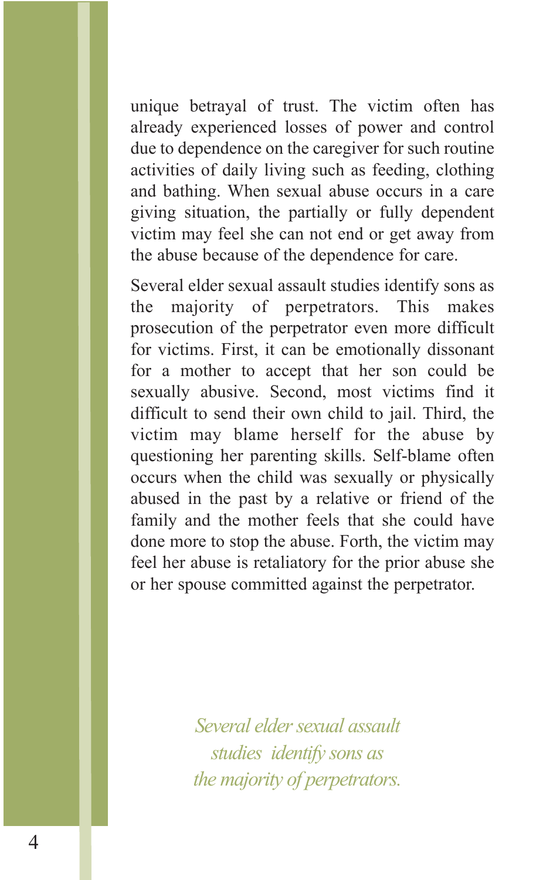unique betrayal of trust. The victim often has already experienced losses of power and control due to dependence on the caregiver for such routine activities of daily living such as feeding, clothing and bathing. When sexual abuse occurs in a care giving situation, the partially or fully dependent victim may feel she can not end or get away from the abuse because of the dependence for care.

Several elder sexual assault studies identify sons as the majority of perpetrators. This makes prosecution of the perpetrator even more difficult for victims. First, it can be emotionally dissonant for a mother to accept that her son could be sexually abusive. Second, most victims find it difficult to send their own child to jail. Third, the victim may blame herself for the abuse by questioning her parenting skills. Self-blame often occurs when the child was sexually or physically abused in the past by a relative or friend of the family and the mother feels that she could have done more to stop the abuse. Forth, the victim may feel her abuse is retaliatory for the prior abuse she or her spouse committed against the perpetrator.

*Several elder sexual assault studies identify sons as the majority of perpetrators.*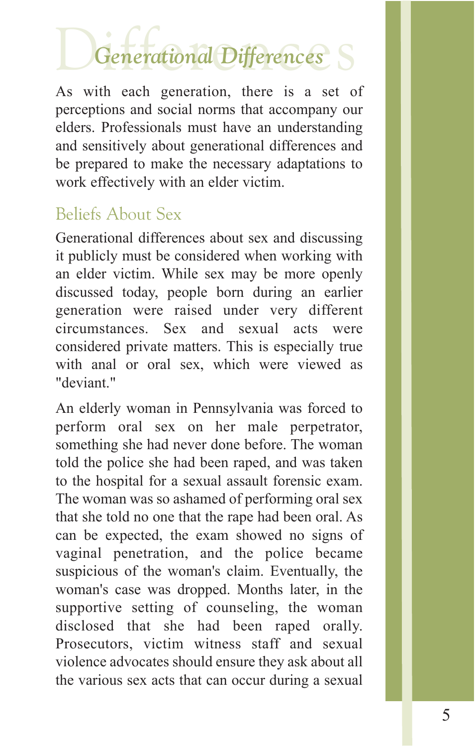## Generational Differences

As with each generation, there is a set of perceptions and social norms that accompany our elders. Professionals must have an understanding and sensitively about generational differences and be prepared to make the necessary adaptations to work effectively with an elder victim.

### Beliefs About Sex

Generational differences about sex and discussing it publicly must be considered when working with an elder victim. While sex may be more openly discussed today, people born during an earlier generation were raised under very different circumstances. Sex and sexual acts were considered private matters. This is especially true with anal or oral sex, which were viewed as "deviant."

An elderly woman in Pennsylvania was forced to perform oral sex on her male perpetrator, something she had never done before. The woman told the police she had been raped, and was taken to the hospital for a sexual assault forensic exam. The woman was so ashamed of performing oral sex that she told no one that the rape had been oral. As can be expected, the exam showed no signs of vaginal penetration, and the police became suspicious of the woman's claim. Eventually, the woman's case was dropped. Months later, in the supportive setting of counseling, the woman disclosed that she had been raped orally. Prosecutors, victim witness staff and sexual violence advocates should ensure they ask about all the various sex acts that can occur during a sexual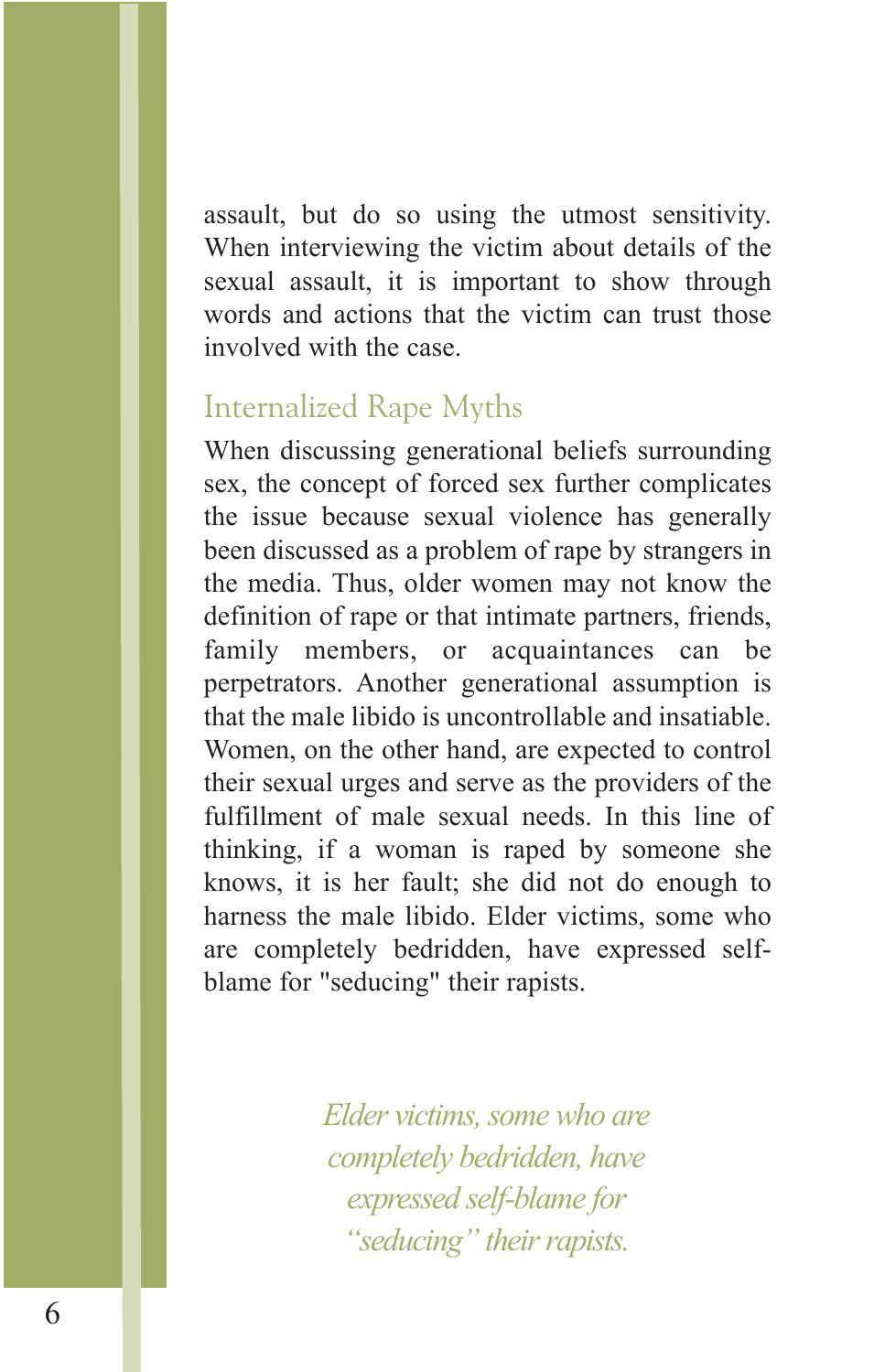assault, but do so using the utmost sensitivity. When interviewing the victim about details of the sexual assault, it is important to show through words and actions that the victim can trust those involved with the case.

## Internalized Rape Myths

When discussing generational beliefs surrounding sex, the concept of forced sex further complicates the issue because sexual violence has generally been discussed as a problem of rape by strangers in the media. Thus, older women may not know the definition of rape or that intimate partners, friends, family members, or acquaintances can be perpetrators. Another generational assumption is that the male libido is uncontrollable and insatiable. Women, on the other hand, are expected to control their sexual urges and serve as the providers of the fulfillment of male sexual needs. In this line of thinking, if a woman is raped by someone she knows, it is her fault; she did not do enough to harness the male libido. Elder victims, some who are completely bedridden, have expressed self-blame for "seducing" their rapists.

*Elder victims, some who are completely bedridden, have expressed self-blame for "seducing" their rapists.*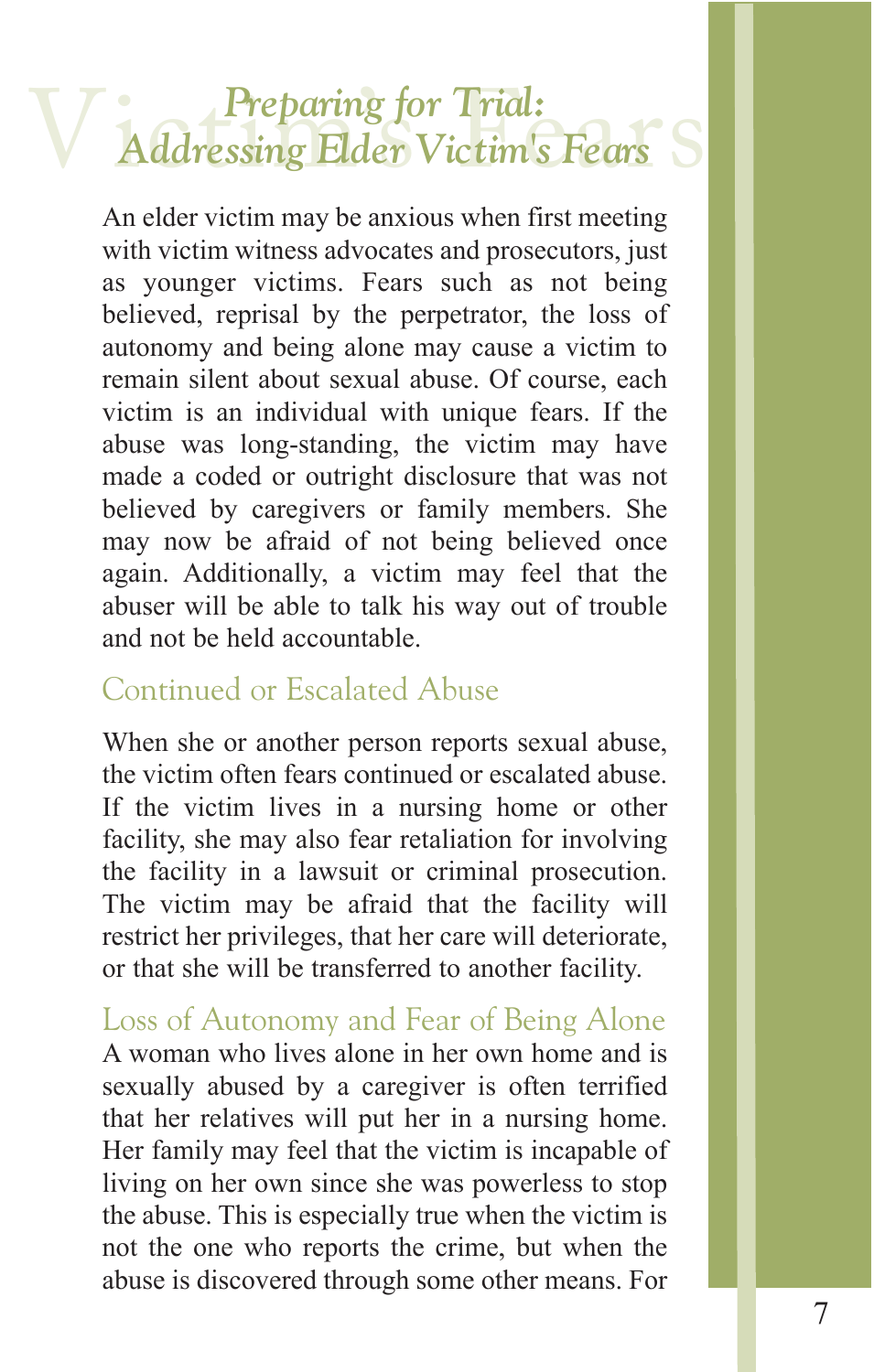# *Preparing for Trial: Addressing Elder Victim's Fears*

An elder victim may be anxious when first meeting with victim witness advocates and prosecutors, just as younger victims. Fears such as not being believed, reprisal by the perpetrator, the loss of autonomy and being alone may cause a victim to remain silent about sexual abuse. Of course, each victim is an individual with unique fears. If the abuse was long-standing, the victim may have made a coded or outright disclosure that was not believed by caregivers or family members. She may now be afraid of not being believed once again. Additionally, a victim may feel that the abuser will be able to talk his way out of trouble and not be held accountable.

## Continued or Escalated Abuse

When she or another person reports sexual abuse, the victim often fears continued or escalated abuse. If the victim lives in a nursing home or other facility, she may also fear retaliation for involving the facility in a lawsuit or criminal prosecution. The victim may be afraid that the facility will restrict her privileges, that her care will deteriorate, or that she will be transferred to another facility.

## Loss of Autonomy and Fear of Being Alone

A woman who lives alone in her own home and is sexually abused by a caregiver is often terrified that her relatives will put her in a nursing home. Her family may feel that the victim is incapable of living on her own since she was powerless to stop the abuse. This is especially true when the victim is not the one who reports the crime, but when the abuse is discovered through some other means. For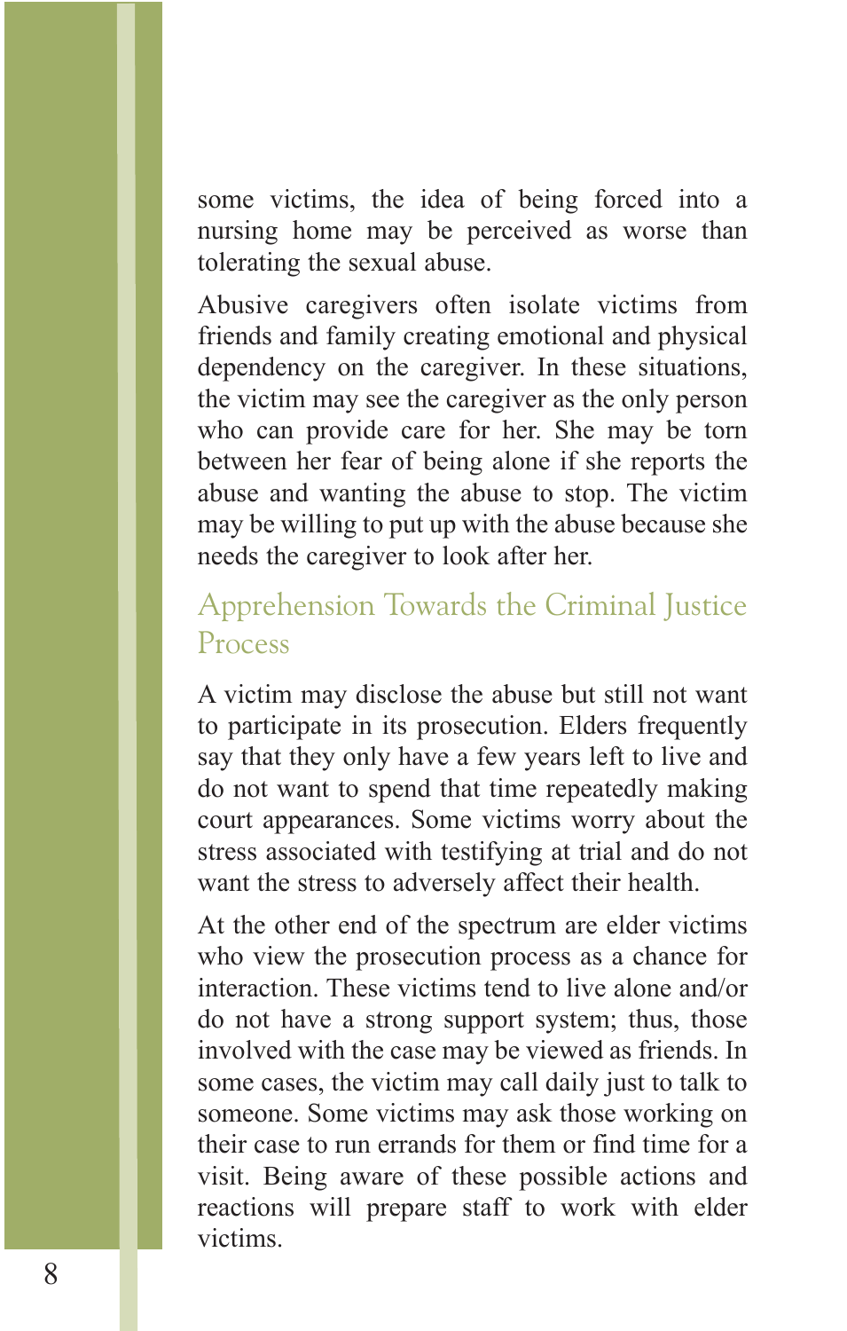some victims, the idea of being forced into a nursing home may be perceived as worse than tolerating the sexual abuse.

Abusive caregivers often isolate victims from friends and family creating emotional and physical dependency on the caregiver. In these situations, the victim may see the caregiver as the only person who can provide care for her. She may be torn between her fear of being alone if she reports the abuse and wanting the abuse to stop. The victim may be willing to put up with the abuse because she needs the caregiver to look after her.

## Apprehension Towards the Criminal Justice Process

A victim may disclose the abuse but still not want to participate in its prosecution. Elders frequently say that they only have a few years left to live and do not want to spend that time repeatedly making court appearances. Some victims worry about the stress associated with testifying at trial and do not want the stress to adversely affect their health.

At the other end of the spectrum are elder victims who view the prosecution process as a chance for interaction. These victims tend to live alone and/or do not have a strong support system; thus, those involved with the case may be viewed as friends. In some cases, the victim may call daily just to talk to someone. Some victims may ask those working on their case to run errands for them or find time for a visit. Being aware of these possible actions and reactions will prepare staff to work with elder victims.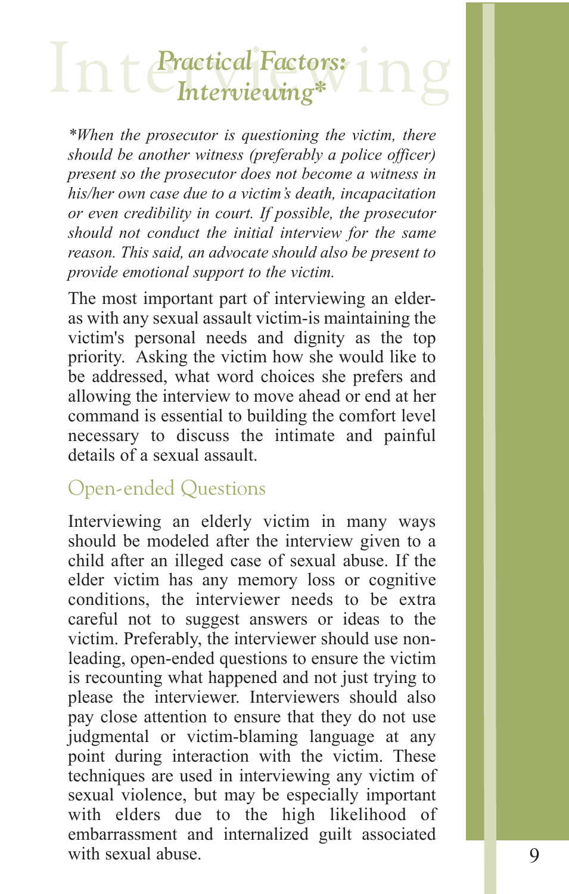# Practical Factors: Interviewing*

*\*When the prosecutor is questioning the victim, there should be another witness (preferably a police officer) present so the prosecutor does not become a witness in his/her own case due to a victim's death, incapacitation or even credibility in court. If possible, the prosecutor should not conduct the initial interview for the same reason. This said, an advocate should also be present to provide emotional support to the victim.*

The most important part of interviewing an elder-as with any sexual assault victim-is maintaining the victim's personal needs and dignity as the top priority. Asking the victim how she would like to be addressed, what word choices she prefers and allowing the interview to move ahead or end at her command is essential to building the comfort level necessary to discuss the intimate and painful details of a sexual assault.

## Open-ended Questions

Interviewing an elderly victim in many ways should be modeled after the interview given to a child after an illeged case of sexual abuse. If the elder victim has any memory loss or cognitive conditions, the interviewer needs to be extra careful not to suggest answers or ideas to the victim. Preferably, the interviewer should use non-leading, open-ended questions to ensure the victim is recounting what happened and not just trying to please the interviewer. Interviewers should also pay close attention to ensure that they do not use judgmental or victim-blaming language at any point during interaction with the victim. These techniques are used in interviewing any victim of sexual violence, but may be especially important with elders due to the high likelihood of embarrassment and internalized guilt associated with sexual abuse.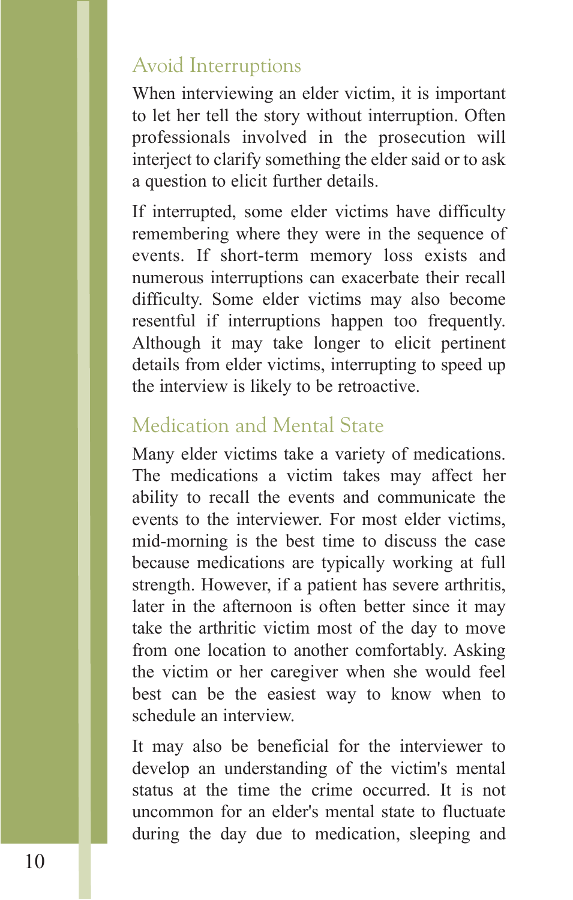## Avoid Interruptions

When interviewing an elder victim, it is important to let her tell the story without interruption. Often professionals involved in the prosecution will interject to clarify something the elder said or to ask a question to elicit further details.

If interrupted, some elder victims have difficulty remembering where they were in the sequence of events. If short-term memory loss exists and numerous interruptions can exacerbate their recall difficulty. Some elder victims may also become resentful if interruptions happen too frequently. Although it may take longer to elicit pertinent details from elder victims, interrupting to speed up the interview is likely to be retroactive.

## Medication and Mental State

Many elder victims take a variety of medications. The medications a victim takes may affect her ability to recall the events and communicate the events to the interviewer. For most elder victims, mid-morning is the best time to discuss the case because medications are typically working at full strength. However, if a patient has severe arthritis, later in the afternoon is often better since it may take the arthritic victim most of the day to move from one location to another comfortably. Asking the victim or her caregiver when she would feel best can be the easiest way to know when to schedule an interview.

It may also be beneficial for the interviewer to develop an understanding of the victim's mental status at the time the crime occurred. It is not uncommon for an elder's mental state to fluctuate during the day due to medication, sleeping and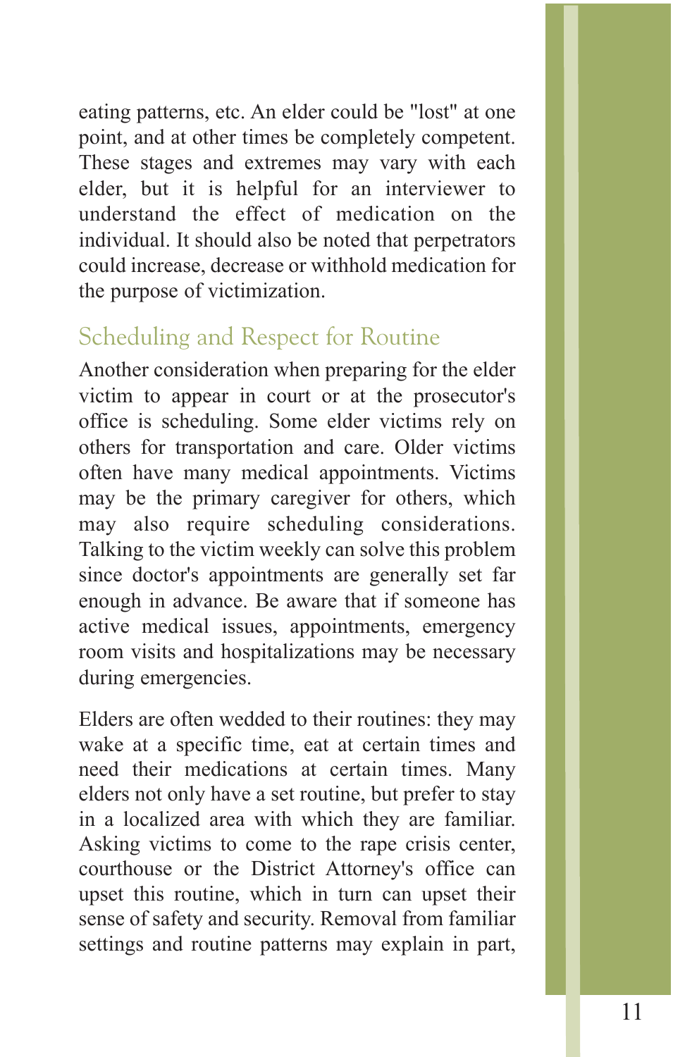eating patterns, etc. An elder could be "lost" at one point, and at other times be completely competent. These stages and extremes may vary with each elder, but it is helpful for an interviewer to understand the effect of medication on the individual. It should also be noted that perpetrators could increase, decrease or withhold medication for the purpose of victimization.

## Scheduling and Respect for Routine

Another consideration when preparing for the elder victim to appear in court or at the prosecutor's office is scheduling. Some elder victims rely on others for transportation and care. Older victims often have many medical appointments. Victims may be the primary caregiver for others, which may also require scheduling considerations. Talking to the victim weekly can solve this problem since doctor's appointments are generally set far enough in advance. Be aware that if someone has active medical issues, appointments, emergency room visits and hospitalizations may be necessary during emergencies.

Elders are often wedded to their routines: they may wake at a specific time, eat at certain times and need their medications at certain times. Many elders not only have a set routine, but prefer to stay in a localized area with which they are familiar. Asking victims to come to the rape crisis center, courthouse or the District Attorney's office can upset this routine, which in turn can upset their sense of safety and security. Removal from familiar settings and routine patterns may explain in part,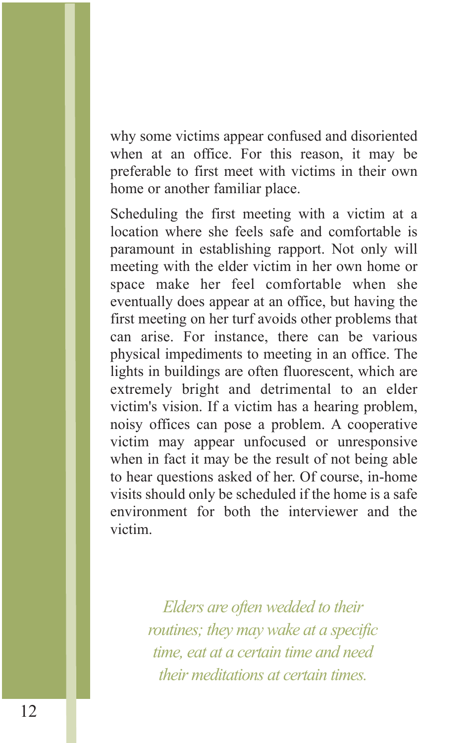why some victims appear confused and disoriented when at an office. For this reason, it may be preferable to first meet with victims in their own home or another familiar place.

Scheduling the first meeting with a victim at a location where she feels safe and comfortable is paramount in establishing rapport. Not only will meeting with the elder victim in her own home or space make her feel comfortable when she eventually does appear at an office, but having the first meeting on her turf avoids other problems that can arise. For instance, there can be various physical impediments to meeting in an office. The lights in buildings are often fluorescent, which are extremely bright and detrimental to an elder victim's vision. If a victim has a hearing problem, noisy offices can pose a problem. A cooperative victim may appear unfocused or unresponsive when in fact it may be the result of not being able to hear questions asked of her. Of course, in-home visits should only be scheduled if the home is a safe environment for both the interviewer and the victim.

*Elders are often wedded to their routines; they may wake at a specific time, eat at a certain time and need their meditations at certain times.*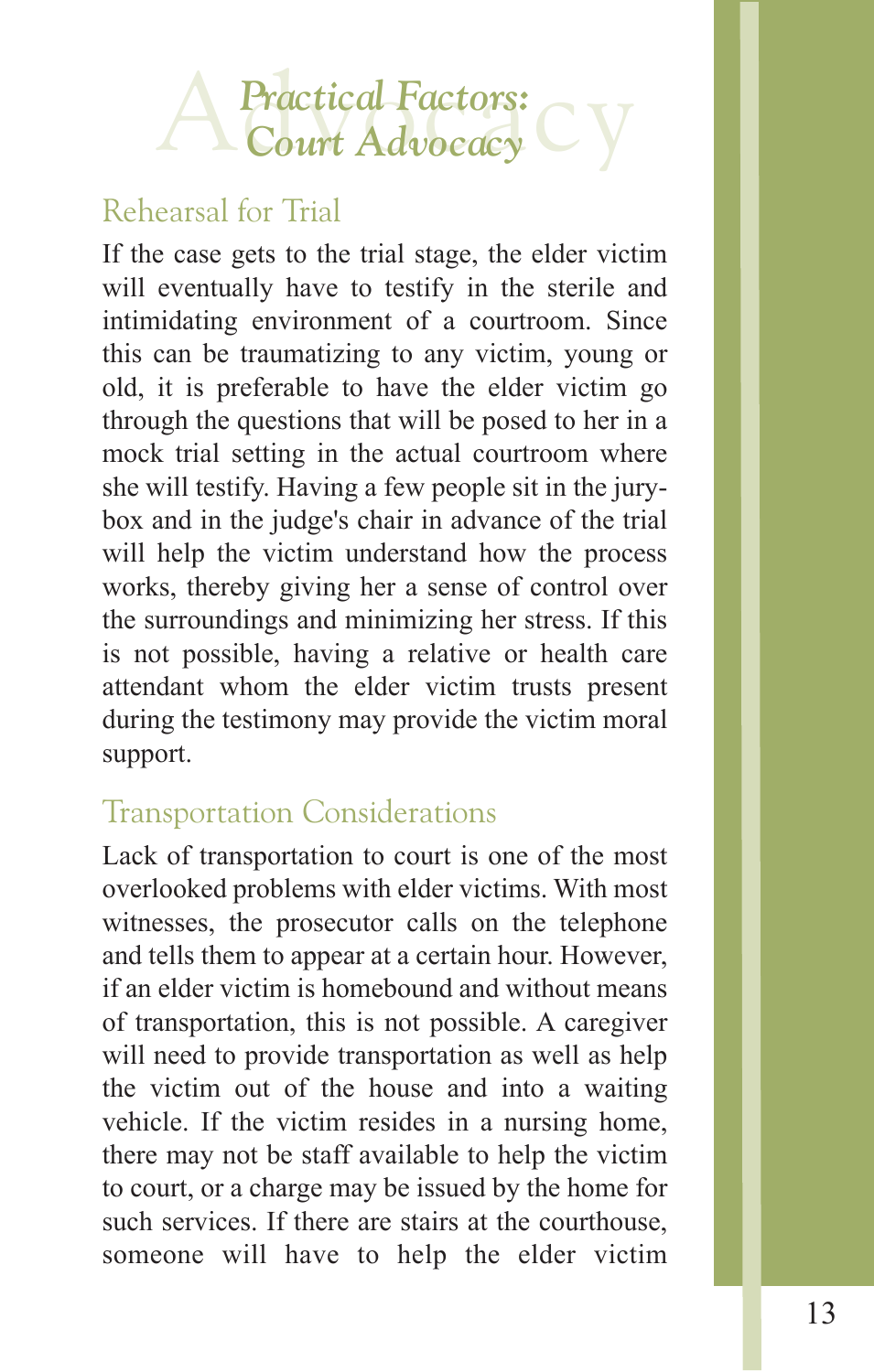# Practical Factors: Court Advocacy

## Rehearsal for Trial

If the case gets to the trial stage, the elder victim will eventually have to testify in the sterile and intimidating environment of a courtroom. Since this can be traumatizing to any victim, young or old, it is preferable to have the elder victim go through the questions that will be posed to her in a mock trial setting in the actual courtroom where she will testify. Having a few people sit in the jury-box and in the judge's chair in advance of the trial will help the victim understand how the process works, thereby giving her a sense of control over the surroundings and minimizing her stress. If this is not possible, having a relative or health care attendant whom the elder victim trusts present during the testimony may provide the victim moral support.

## Transportation Considerations

Lack of transportation to court is one of the most overlooked problems with elder victims. With most witnesses, the prosecutor calls on the telephone and tells them to appear at a certain hour. However, if an elder victim is homebound and without means of transportation, this is not possible. A caregiver will need to provide transportation as well as help the victim out of the house and into a waiting vehicle. If the victim resides in a nursing home, there may not be staff available to help the victim to court, or a charge may be issued by the home for such services. If there are stairs at the courthouse, someone will have to help the elder victim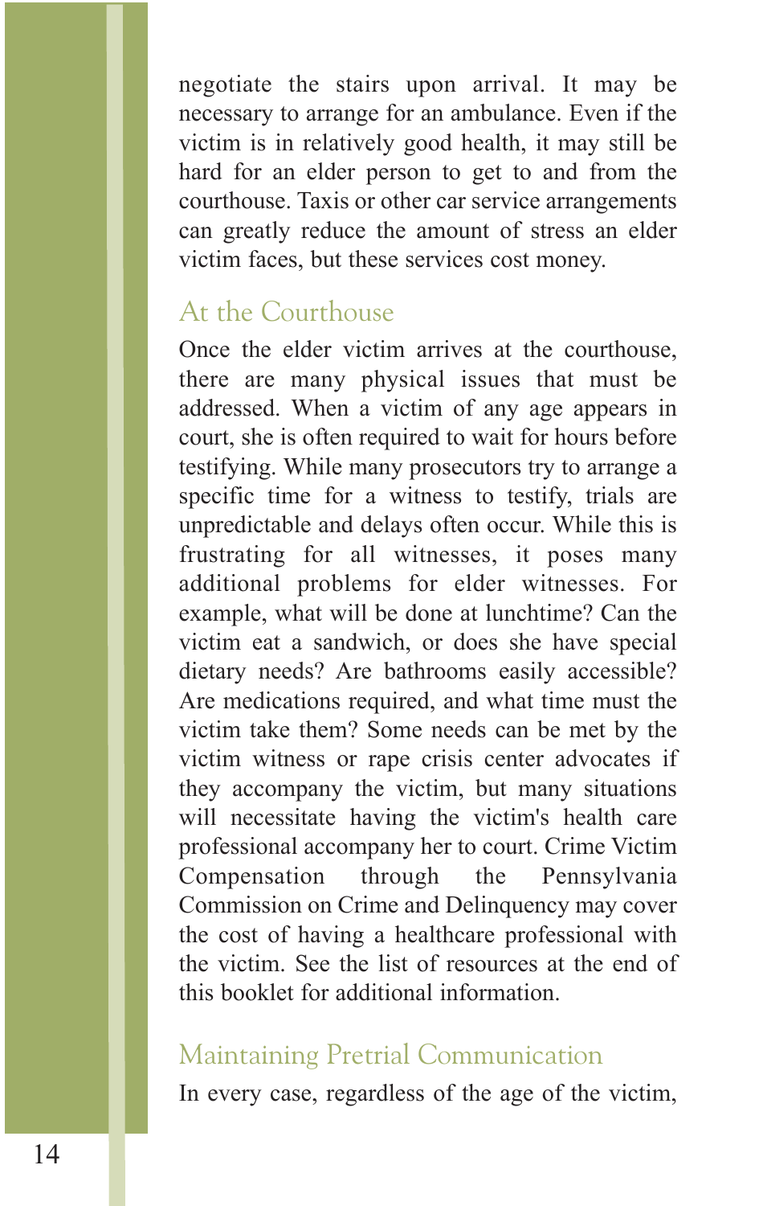negotiate the stairs upon arrival. It may be necessary to arrange for an ambulance. Even if the victim is in relatively good health, it may still be hard for an elder person to get to and from the courthouse. Taxis or other car service arrangements can greatly reduce the amount of stress an elder victim faces, but these services cost money.

## At the Courthouse

Once the elder victim arrives at the courthouse, there are many physical issues that must be addressed. When a victim of any age appears in court, she is often required to wait for hours before testifying. While many prosecutors try to arrange a specific time for a witness to testify, trials are unpredictable and delays often occur. While this is frustrating for all witnesses, it poses many additional problems for elder witnesses. For example, what will be done at lunchtime? Can the victim eat a sandwich, or does she have special dietary needs? Are bathrooms easily accessible? Are medications required, and what time must the victim take them? Some needs can be met by the victim witness or rape crisis center advocates if they accompany the victim, but many situations will necessitate having the victim's health care professional accompany her to court. Crime Victim Compensation through the Pennsylvania Commission on Crime and Delinquency may cover the cost of having a healthcare professional with the victim. See the list of resources at the end of this booklet for additional information.

## Maintaining Pretrial Communication

In every case, regardless of the age of the victim,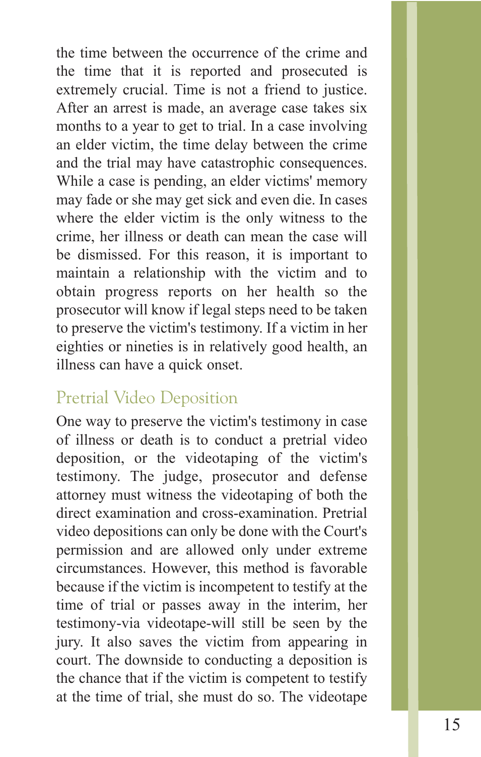the time between the occurrence of the crime and the time that it is reported and prosecuted is extremely crucial. Time is not a friend to justice. After an arrest is made, an average case takes six months to a year to get to trial. In a case involving an elder victim, the time delay between the crime and the trial may have catastrophic consequences. While a case is pending, an elder victims' memory may fade or she may get sick and even die. In cases where the elder victim is the only witness to the crime, her illness or death can mean the case will be dismissed. For this reason, it is important to maintain a relationship with the victim and to obtain progress reports on her health so the prosecutor will know if legal steps need to be taken to preserve the victim's testimony. If a victim in her eighties or nineties is in relatively good health, an illness can have a quick onset.

## Pretrial Video Deposition

One way to preserve the victim's testimony in case of illness or death is to conduct a pretrial video deposition, or the videotaping of the victim's testimony. The judge, prosecutor and defense attorney must witness the videotaping of both the direct examination and cross-examination. Pretrial video depositions can only be done with the Court's permission and are allowed only under extreme circumstances. However, this method is favorable because if the victim is incompetent to testify at the time of trial or passes away in the interim, her testimony-via videotape-will still be seen by the jury. It also saves the victim from appearing in court. The downside to conducting a deposition is the chance that if the victim is competent to testify at the time of trial, she must do so. The videotape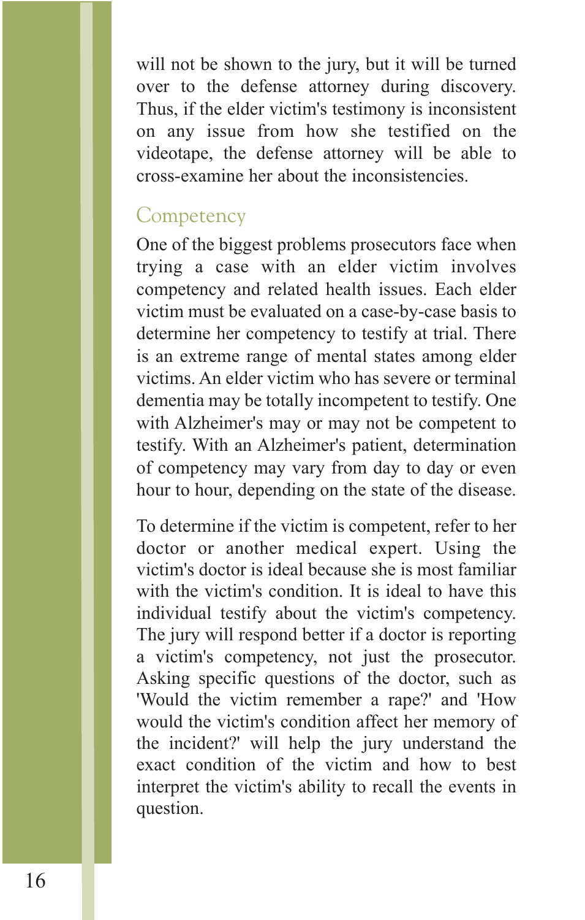will not be shown to the jury, but it will be turned over to the defense attorney during discovery. Thus, if the elder victim's testimony is inconsistent on any issue from how she testified on the videotape, the defense attorney will be able to cross-examine her about the inconsistencies.

## Competency

One of the biggest problems prosecutors face when trying a case with an elder victim involves competency and related health issues. Each elder victim must be evaluated on a case-by-case basis to determine her competency to testify at trial. There is an extreme range of mental states among elder victims. An elder victim who has severe or terminal dementia may be totally incompetent to testify. One with Alzheimer's may or may not be competent to testify. With an Alzheimer's patient, determination of competency may vary from day to day or even hour to hour, depending on the state of the disease.

To determine if the victim is competent, refer to her doctor or another medical expert. Using the victim's doctor is ideal because she is most familiar with the victim's condition. It is ideal to have this individual testify about the victim's competency. The jury will respond better if a doctor is reporting a victim's competency, not just the prosecutor. Asking specific questions of the doctor, such as 'Would the victim remember a rape?' and 'How would the victim's condition affect her memory of the incident?' will help the jury understand the exact condition of the victim and how to best interpret the victim's ability to recall the events in question.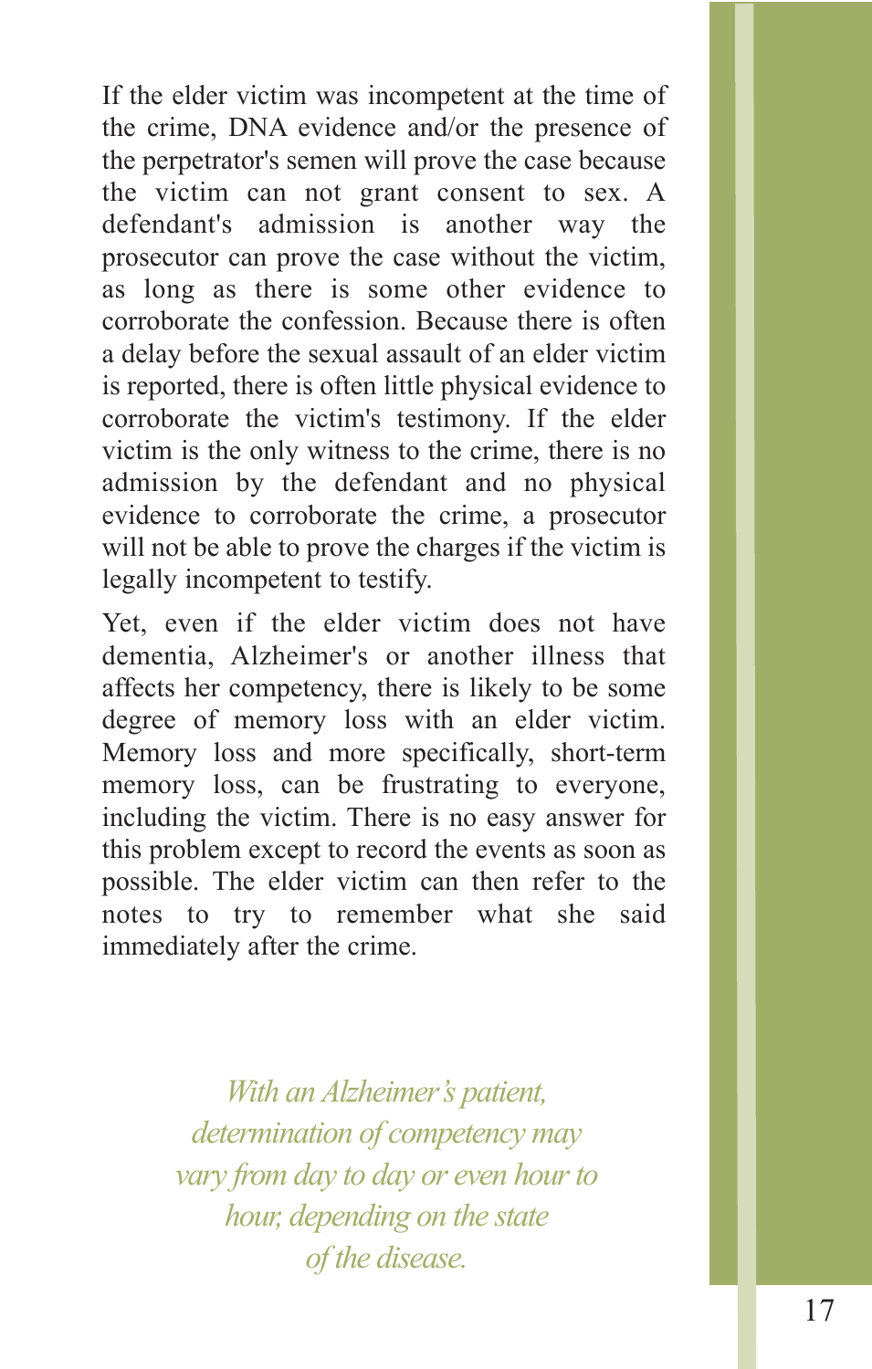If the elder victim was incompetent at the time of the crime, DNA evidence and/or the presence of the perpetrator's semen will prove the case because the victim can not grant consent to sex. A defendant's admission is another way the prosecutor can prove the case without the victim, as long as there is some other evidence to corroborate the confession. Because there is often a delay before the sexual assault of an elder victim is reported, there is often little physical evidence to corroborate the victim's testimony. If the elder victim is the only witness to the crime, there is no admission by the defendant and no physical evidence to corroborate the crime, a prosecutor will not be able to prove the charges if the victim is legally incompetent to testify.

Yet, even if the elder victim does not have dementia, Alzheimer's or another illness that affects her competency, there is likely to be some degree of memory loss with an elder victim. Memory loss and more specifically, short-term memory loss, can be frustrating to everyone, including the victim. There is no easy answer for this problem except to record the events as soon as possible. The elder victim can then refer to the notes to try to remember what she said immediately after the crime.

*With an Alzheimer's patient, determination of competency may vary from day to day or even hour to hour, depending on the state of the disease.*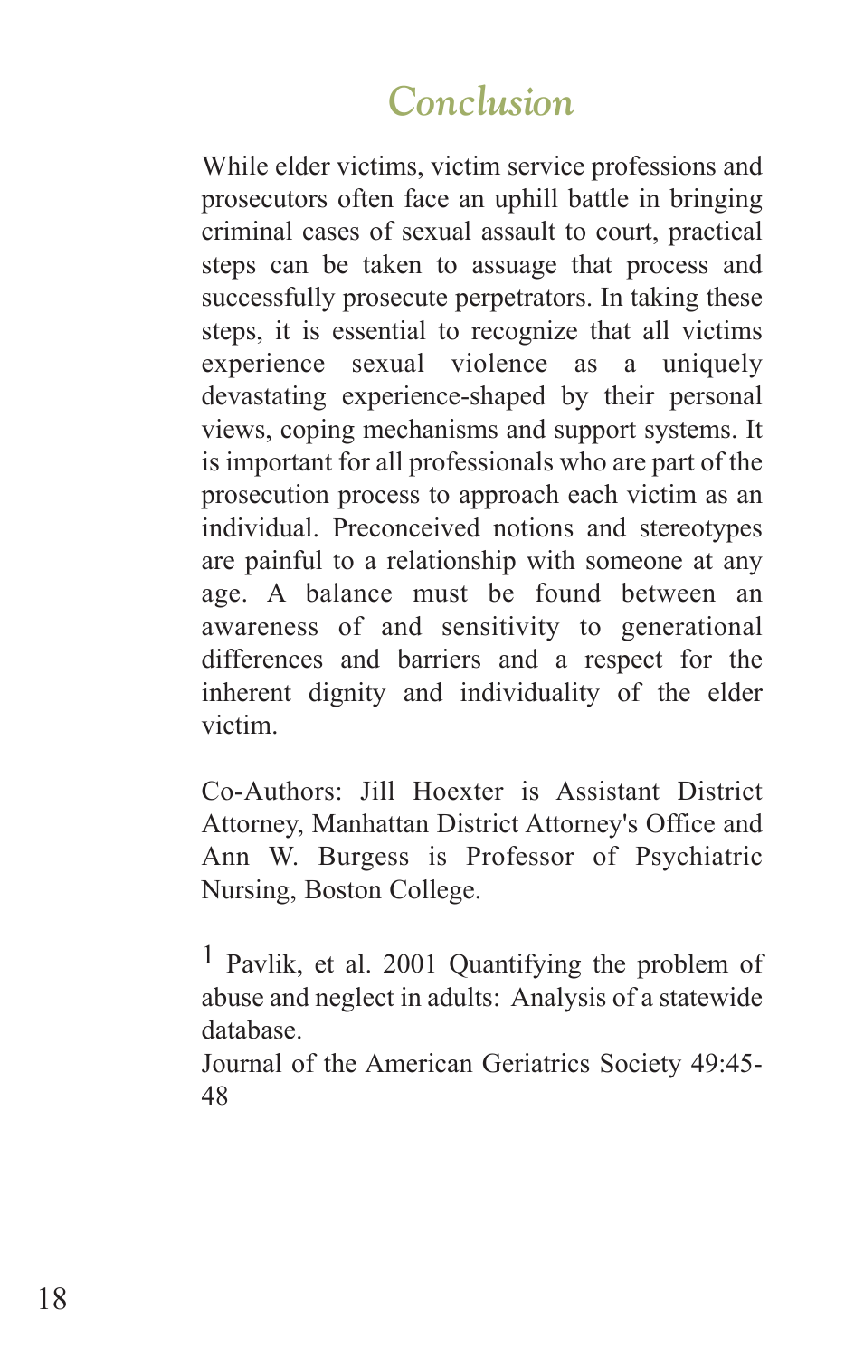## Conclusion

While elder victims, victim service professions and prosecutors often face an uphill battle in bringing criminal cases of sexual assault to court, practical steps can be taken to assuage that process and successfully prosecute perpetrators. In taking these steps, it is essential to recognize that all victims experience sexual violence as a uniquely devastating experience-shaped by their personal views, coping mechanisms and support systems. It is important for all professionals who are part of the prosecution process to approach each victim as an individual. Preconceived notions and stereotypes are painful to a relationship with someone at any age. A balance must be found between an awareness of and sensitivity to generational differences and barriers and a respect for the inherent dignity and individuality of the elder victim.

Co-Authors: Jill Hoexter is Assistant District Attorney, Manhattan District Attorney's Office and Ann W. Burgess is Professor of Psychiatric Nursing, Boston College.

[1] Pavlik, et al. 2001 Quantifying the problem of abuse and neglect in adults: Analysis of a statewide database.
Journal of the American Geriatrics Society 49:45-48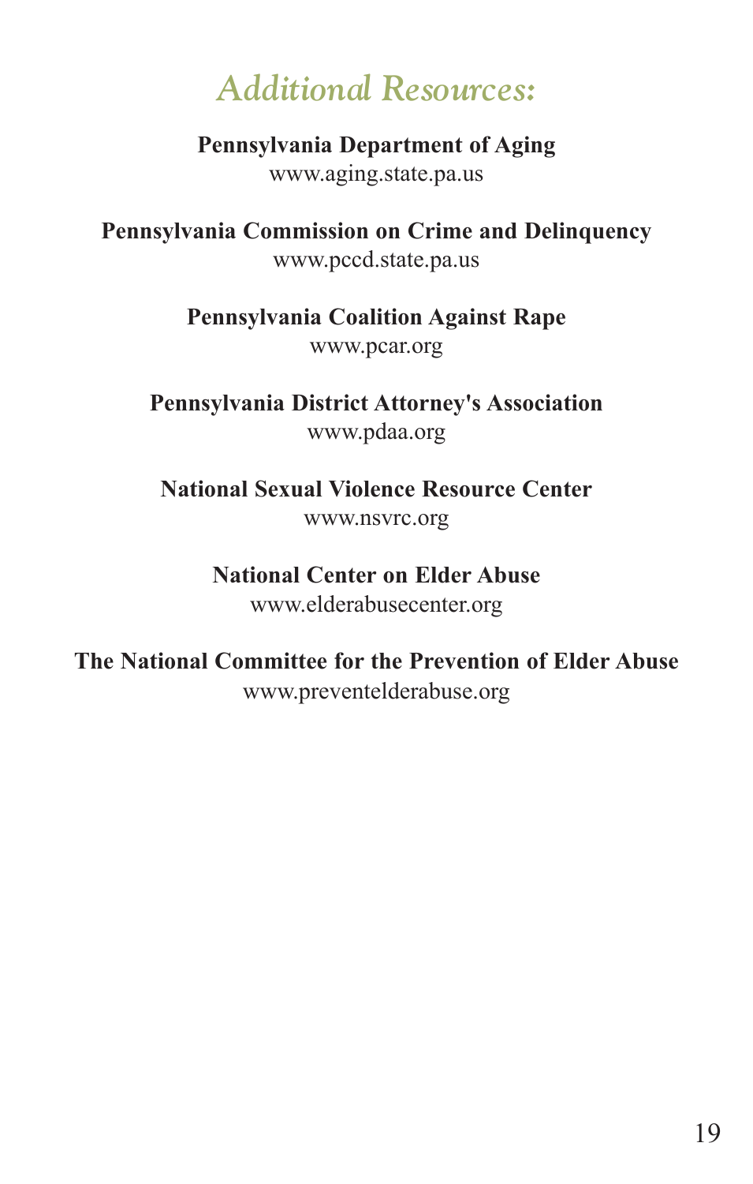## *Additional Resources:*

**Pennsylvania Department of Aging**
www.aging.state.pa.us

**Pennsylvania Commission on Crime and Delinquency**
www.pccd.state.pa.us

**Pennsylvania Coalition Against Rape**
www.pcar.org

**Pennsylvania District Attorney's Association**
www.pdaa.org

**National Sexual Violence Resource Center**
www.nsvrc.org

**National Center on Elder Abuse**
www.elderabusecenter.org

**The National Committee for the Prevention of Elder Abuse**
www.preventelderabuse.org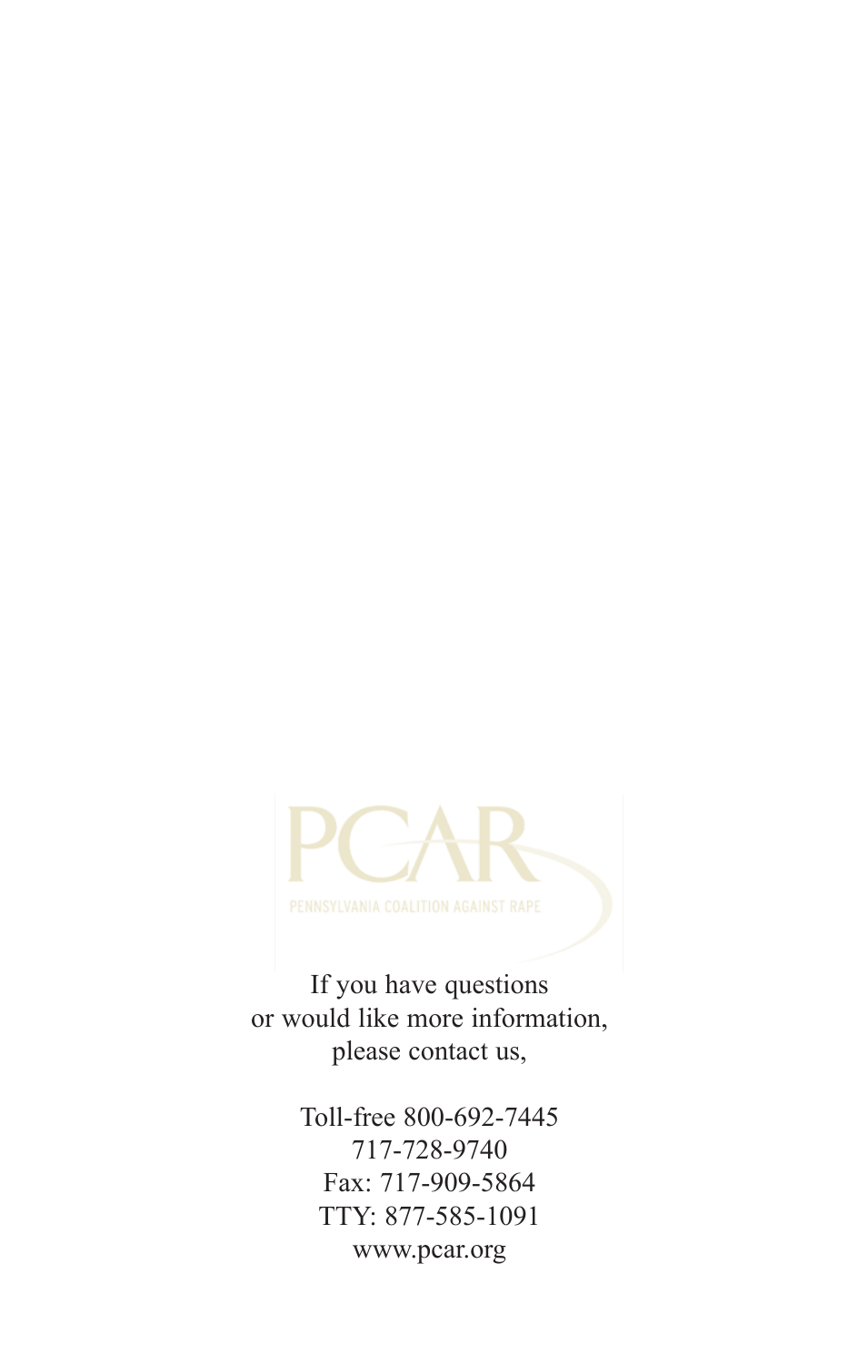PCAR

PENNSYLVANIA COALITION AGAINST RAPE

If you have questions
or would like more information,
please contact us,

Toll-free 800-692-7445
717-728-9740
Fax: 717-909-5864
TTY: 877-585-1091
www.pcar.org